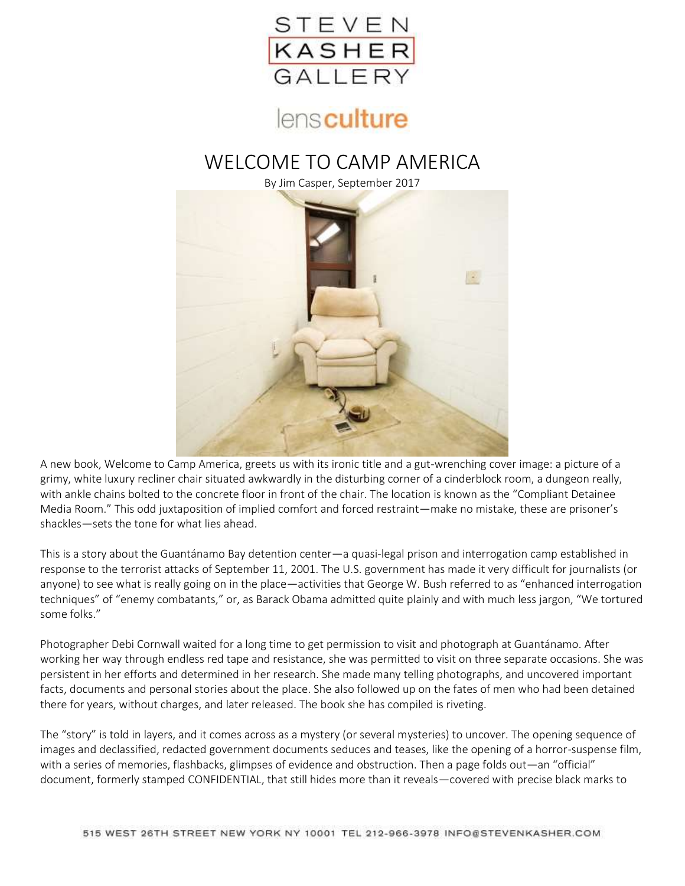STEVEN KASHER GALLERY

lensculture

# WELCOME TO CAMP AMERICA

By Jim Casper, September 2017

A new book, Welcome to Camp America, greets us with its ironic title and a gut-wrenching cover image: a picture of a grimy, white luxury recliner chair situated awkwardly in the disturbing corner of a cinderblock room, a dungeon really, with ankle chains bolted to the concrete floor in front of the chair. The location is known as the "Compliant Detainee Media Room." This odd juxtaposition of implied comfort and forced restraint—make no mistake, these are prisoner's shackles—sets the tone for what lies ahead.

This is a story about the Guantánamo Bay detention center—a quasi-legal prison and interrogation camp established in response to the terrorist attacks of September 11, 2001. The U.S. government has made it very difficult for journalists (or anyone) to see what is really going on in the place—activities that George W. Bush referred to as "enhanced interrogation techniques" of "enemy combatants," or, as Barack Obama admitted quite plainly and with much less jargon, "We tortured some folks."

Photographer Debi Cornwall waited for a long time to get permission to visit and photograph at Guantánamo. After working her way through endless red tape and resistance, she was permitted to visit on three separate occasions. She was persistent in her efforts and determined in her research. She made many telling photographs, and uncovered important facts, documents and personal stories about the place. She also followed up on the fates of men who had been detained there for years, without charges, and later released. The book she has compiled is riveting.

The "story" is told in layers, and it comes across as a mystery (or several mysteries) to uncover. The opening sequence of images and declassified, redacted government documents seduces and teases, like the opening of a horror-suspense film, with a series of memories, flashbacks, glimpses of evidence and obstruction. Then a page folds out—an "official" document, formerly stamped CONFIDENTIAL, that still hides more than it reveals—covered with precise black marks to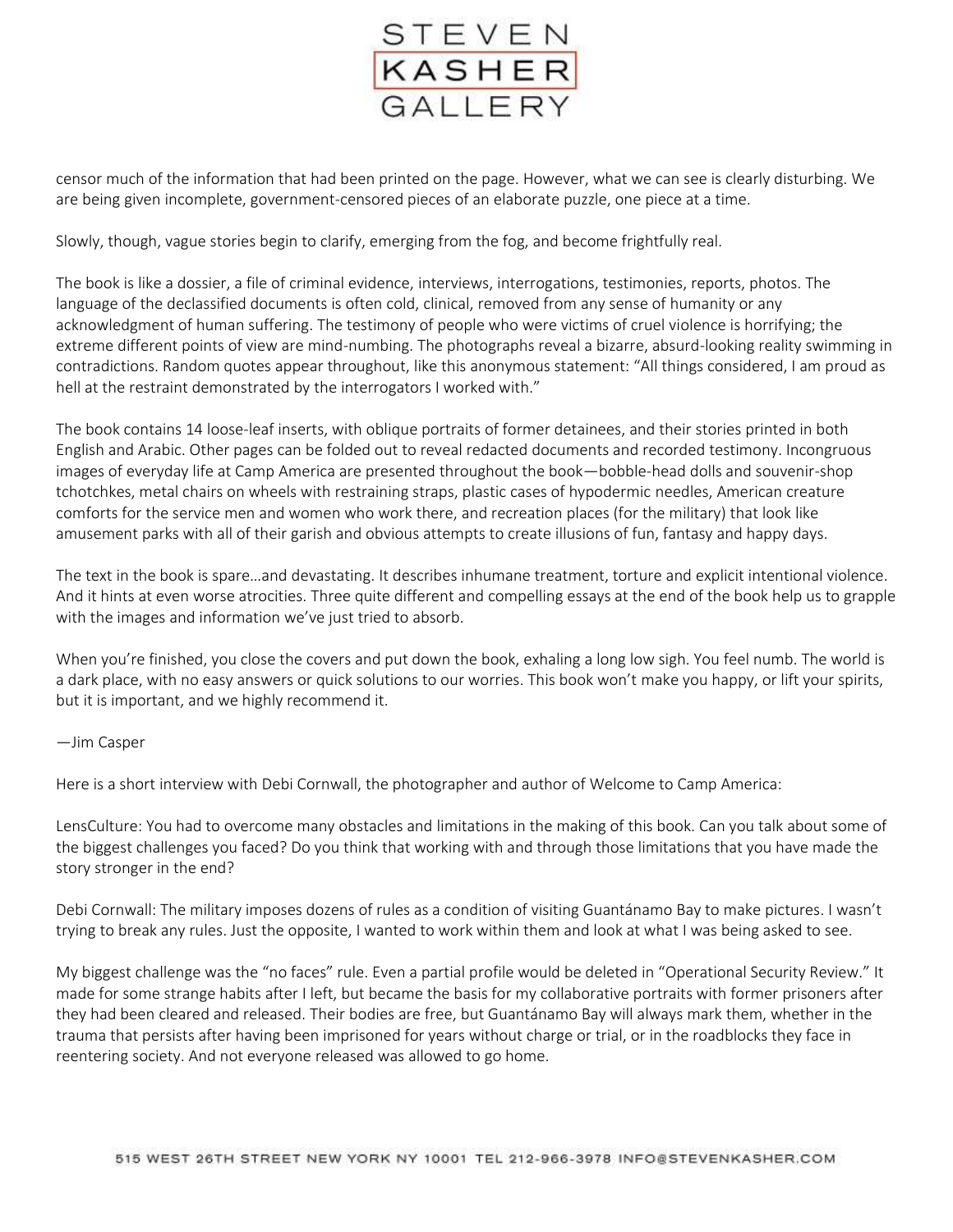censor much of the information that had been printed on the page. However, what we can see is clearly disturbing. We are being given incomplete, government-censored pieces of an elaborate puzzle, one piece at a time.

Slowly, though, vague stories begin to clarify, emerging from the fog, and become frightfully real.

The book is like a dossier, a file of criminal evidence, interviews, interrogations, testimonies, reports, photos. The language of the declassified documents is often cold, clinical, removed from any sense of humanity or any acknowledgment of human suffering. The testimony of people who were victims of cruel violence is horrifying; the extreme different points of view are mind-numbing. The photographs reveal a bizarre, absurd-looking reality swimming in contradictions. Random quotes appear throughout, like this anonymous statement: "All things considered, I am proud as hell at the restraint demonstrated by the interrogators I worked with."

The book contains 14 loose-leaf inserts, with oblique portraits of former detainees, and their stories printed in both English and Arabic. Other pages can be folded out to reveal redacted documents and recorded testimony. Incongruous images of everyday life at Camp America are presented throughout the book—bobble-head dolls and souvenir-shop tchotchkes, metal chairs on wheels with restraining straps, plastic cases of hypodermic needles, American creature comforts for the service men and women who work there, and recreation places (for the military) that look like amusement parks with all of their garish and obvious attempts to create illusions of fun, fantasy and happy days.

The text in the book is spare…and devastating. It describes inhumane treatment, torture and explicit intentional violence. And it hints at even worse atrocities. Three quite different and compelling essays at the end of the book help us to grapple with the images and information we've just tried to absorb.

When you're finished, you close the covers and put down the book, exhaling a long low sigh. You feel numb. The world is a dark place, with no easy answers or quick solutions to our worries. This book won't make you happy, or lift your spirits, but it is important, and we highly recommend it.

—Jim Casper

Here is a short interview with Debi Cornwall, the photographer and author of Welcome to Camp America:

LensCulture: You had to overcome many obstacles and limitations in the making of this book. Can you talk about some of the biggest challenges you faced? Do you think that working with and through those limitations that you have made the story stronger in the end?

Debi Cornwall: The military imposes dozens of rules as a condition of visiting Guantánamo Bay to make pictures. I wasn't trying to break any rules. Just the opposite, I wanted to work within them and look at what I was being asked to see.

My biggest challenge was the "no faces" rule. Even a partial profile would be deleted in "Operational Security Review." It made for some strange habits after I left, but became the basis for my collaborative portraits with former prisoners after they had been cleared and released. Their bodies are free, but Guantánamo Bay will always mark them, whether in the trauma that persists after having been imprisoned for years without charge or trial, or in the roadblocks they face in reentering society. And not everyone released was allowed to go home.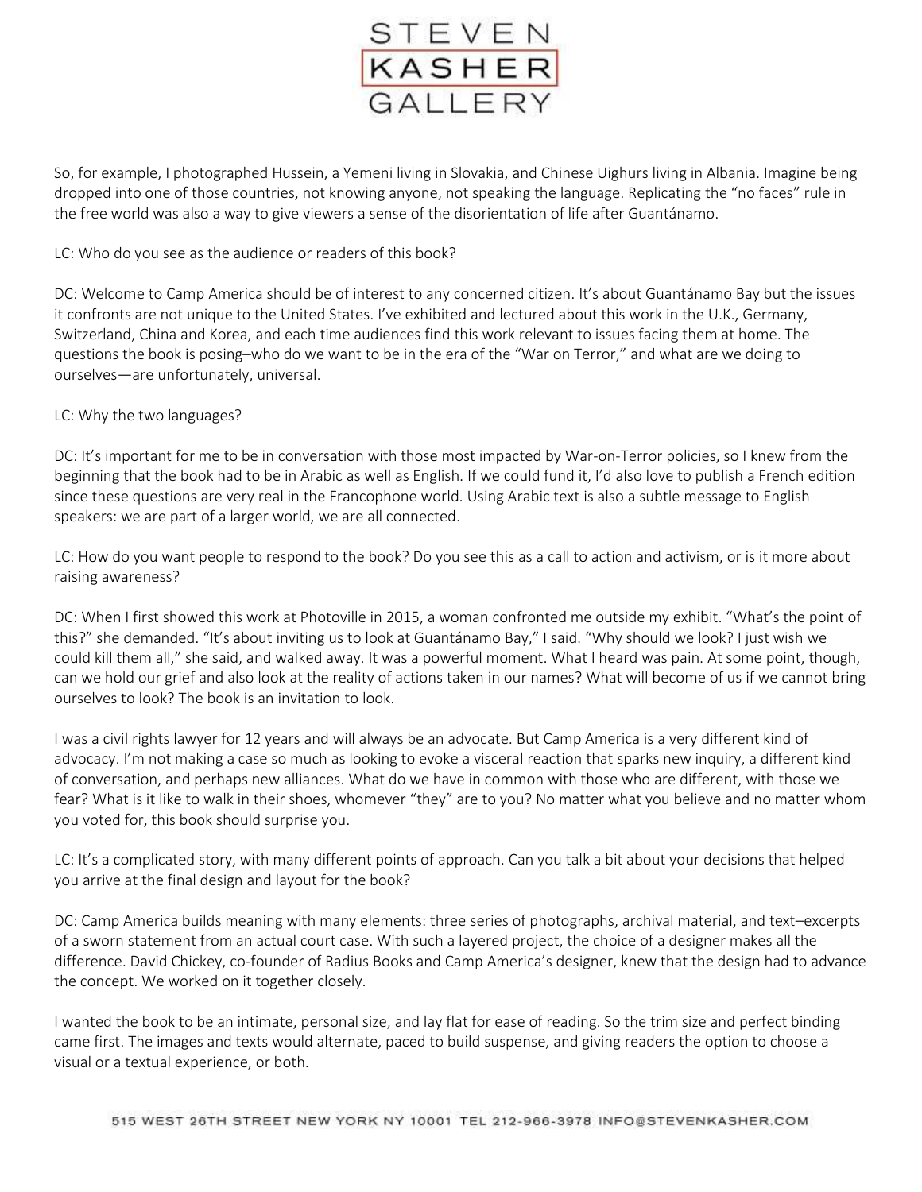So, for example, I photographed Hussein, a Yemeni living in Slovakia, and Chinese Uighurs living in Albania. Imagine being dropped into one of those countries, not knowing anyone, not speaking the language. Replicating the "no faces" rule in the free world was also a way to give viewers a sense of the disorientation of life after Guantánamo.

LC: Who do you see as the audience or readers of this book?

DC: Welcome to Camp America should be of interest to any concerned citizen. It's about Guantánamo Bay but the issues it confronts are not unique to the United States. I've exhibited and lectured about this work in the U.K., Germany, Switzerland, China and Korea, and each time audiences find this work relevant to issues facing them at home. The questions the book is posing–who do we want to be in the era of the "War on Terror," and what are we doing to ourselves—are unfortunately, universal.

LC: Why the two languages?

DC: It's important for me to be in conversation with those most impacted by War-on-Terror policies, so I knew from the beginning that the book had to be in Arabic as well as English. If we could fund it, I'd also love to publish a French edition since these questions are very real in the Francophone world. Using Arabic text is also a subtle message to English speakers: we are part of a larger world, we are all connected.

LC: How do you want people to respond to the book? Do you see this as a call to action and activism, or is it more about raising awareness?

DC: When I first showed this work at Photoville in 2015, a woman confronted me outside my exhibit. "What's the point of this?" she demanded. "It's about inviting us to look at Guantánamo Bay," I said. "Why should we look? I just wish we could kill them all," she said, and walked away. It was a powerful moment. What I heard was pain. At some point, though, can we hold our grief and also look at the reality of actions taken in our names? What will become of us if we cannot bring ourselves to look? The book is an invitation to look.

I was a civil rights lawyer for 12 years and will always be an advocate. But Camp America is a very different kind of advocacy. I'm not making a case so much as looking to evoke a visceral reaction that sparks new inquiry, a different kind of conversation, and perhaps new alliances. What do we have in common with those who are different, with those we fear? What is it like to walk in their shoes, whomever "they" are to you? No matter what you believe and no matter whom you voted for, this book should surprise you.

LC: It's a complicated story, with many different points of approach. Can you talk a bit about your decisions that helped you arrive at the final design and layout for the book?

DC: Camp America builds meaning with many elements: three series of photographs, archival material, and text–excerpts of a sworn statement from an actual court case. With such a layered project, the choice of a designer makes all the difference. David Chickey, co-founder of Radius Books and Camp America's designer, knew that the design had to advance the concept. We worked on it together closely.

I wanted the book to be an intimate, personal size, and lay flat for ease of reading. So the trim size and perfect binding came first. The images and texts would alternate, paced to build suspense, and giving readers the option to choose a visual or a textual experience, or both.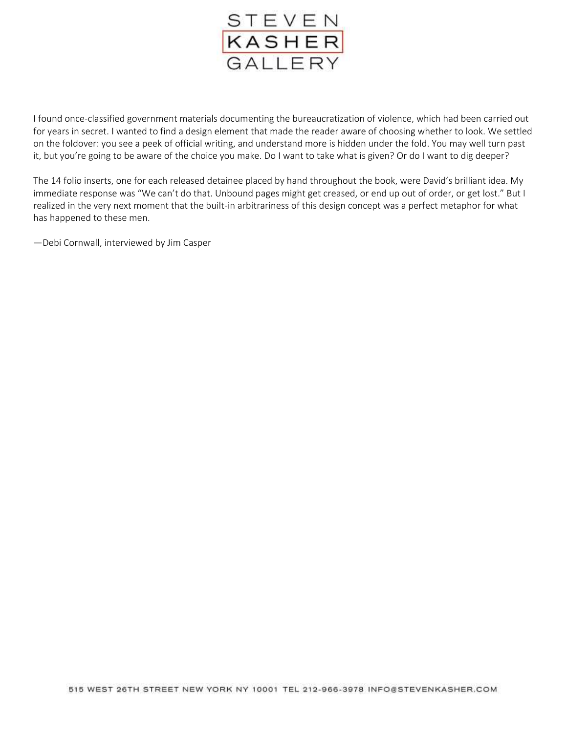I found once-classified government materials documenting the bureaucratization of violence, which had been carried out for years in secret. I wanted to find a design element that made the reader aware of choosing whether to look. We settled on the foldover: you see a peek of official writing, and understand more is hidden under the fold. You may well turn past it, but you're going to be aware of the choice you make. Do I want to take what is given? Or do I want to dig deeper?

The 14 folio inserts, one for each released detainee placed by hand throughout the book, were David's brilliant idea. My immediate response was "We can't do that. Unbound pages might get creased, or end up out of order, or get lost." But I realized in the very next moment that the built-in arbitrariness of this design concept was a perfect metaphor for what has happened to these men.

—Debi Cornwall, interviewed by Jim Casper